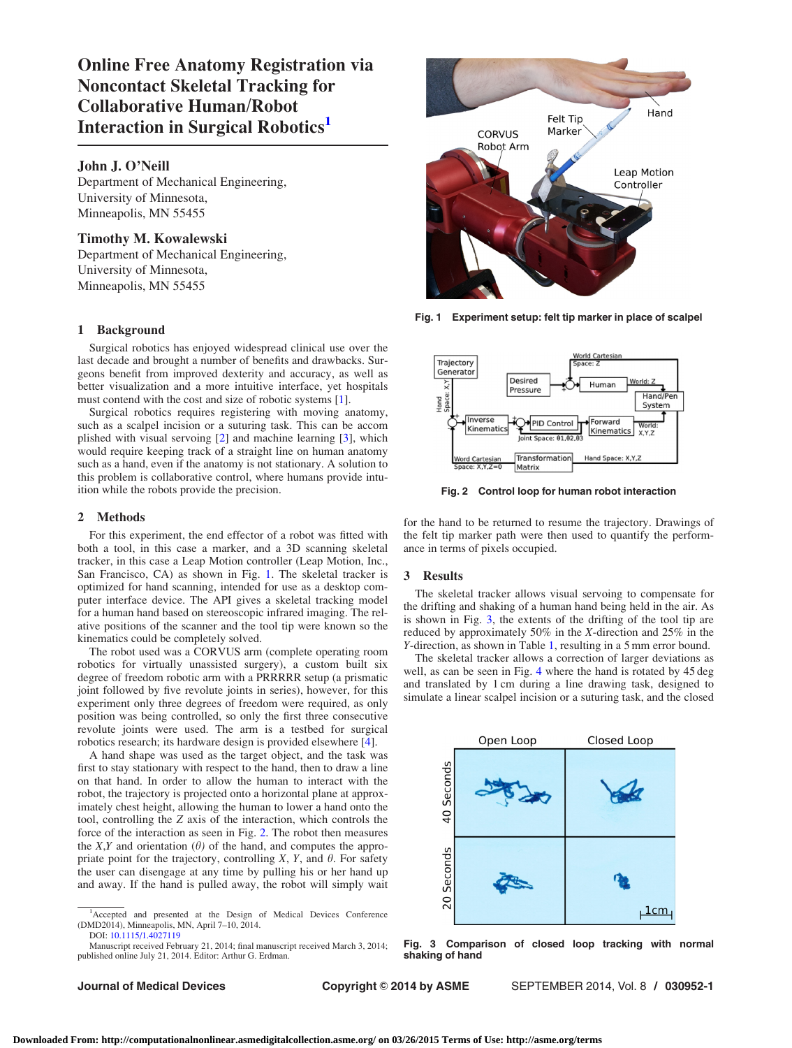# Online Free Anatomy Registration via Noncontact Skeletal Tracking for Collaborative Human/Robot Interaction in Surgical Robotics[1]

**John J. O'Neill**
Department of Mechanical Engineering,
University of Minnesota,
Minneapolis, MN 55455

**Timothy M. Kowalewski**
Department of Mechanical Engineering,
University of Minnesota,
Minneapolis, MN 55455

## 1 Background

Surgical robotics has enjoyed widespread clinical use over the last decade and brought a number of benefits and drawbacks. Surgeons benefit from improved dexterity and accuracy, as well as better visualization and a more intuitive interface, yet hospitals must contend with the cost and size of robotic systems [1].

Surgical robotics requires registering with moving anatomy, such as a scalpel incision or a suturing task. This can be accomplished with visual servoing [2] and machine learning [3], which would require keeping track of a straight line on human anatomy such as a hand, even if the anatomy is not stationary. A solution to this problem is collaborative control, where humans provide intuition while the robots provide the precision.

## 2 Methods

For this experiment, the end effector of a robot was fitted with both a tool, in this case a marker, and a 3D scanning skeletal tracker, in this case a Leap Motion controller (Leap Motion, Inc., San Francisco, CA) as shown in Fig. 1. The skeletal tracker is optimized for hand scanning, intended for use as a desktop computer interface device. The API gives a skeletal tracking model for a human hand based on stereoscopic infrared imaging. The relative positions of the scanner and the tool tip were known so the kinematics could be completely solved.

The robot used was a CORVUS arm (complete operating room robotics for virtually unassisted surgery), a custom built six degree of freedom robotic arm with a PRRRRR setup (a prismatic joint followed by five revolute joints in series), however, for this experiment only three degrees of freedom were required, as only position was being controlled, so only the first three consecutive revolute joints were used. The arm is a testbed for surgical robotics research; its hardware design is provided elsewhere [4].

A hand shape was used as the target object, and the task was first to stay stationary with respect to the hand, then to draw a line on that hand. In order to allow the human to interact with the robot, the trajectory is projected onto a horizontal plane at approximately chest height, allowing the human to lower a hand onto the tool, controlling the $Z$ axis of the interaction, which controls the force of the interaction as seen in Fig. 2. The robot then measures the $X$,$Y$ and orientation ($\theta$) of the hand, and computes the appropriate point for the trajectory, controlling $X$, $Y$, and $\theta$. For safety the user can disengage at any time by pulling his or her hand up and away. If the hand is pulled away, the robot will simply wait for the hand to be returned to resume the trajectory. Drawings of the felt tip marker path were then used to quantify the performance in terms of pixels occupied.

[1]Accepted and presented at the Design of Medical Devices Conference (DMD2014), Minneapolis, MN, April 7–10, 2014.
DOI: 10.1115/1.4027119
Manuscript received February 21, 2014; final manuscript received March 3, 2014; published online July 21, 2014. Editor: Arthur G. Erdman.

**Fig. 1 Experiment setup: felt tip marker in place of scalpel**

**Fig. 2 Control loop for human robot interaction**

## 3 Results

The skeletal tracker allows visual servoing to compensate for the drifting and shaking of a human hand being held in the air. As is shown in Fig. 3, the extents of the drifting of the tool tip are reduced by approximately 50% in the $X$-direction and 25% in the $Y$-direction, as shown in Table 1, resulting in a 5 mm error bound.

The skeletal tracker allows a correction of larger deviations as well, as can be seen in Fig. 4 where the hand is rotated by 45 deg and translated by 1 cm during a line drawing task, designed to simulate a linear scalpel incision or a suturing task, and the closed

**Fig. 3 Comparison of closed loop tracking with normal shaking of hand**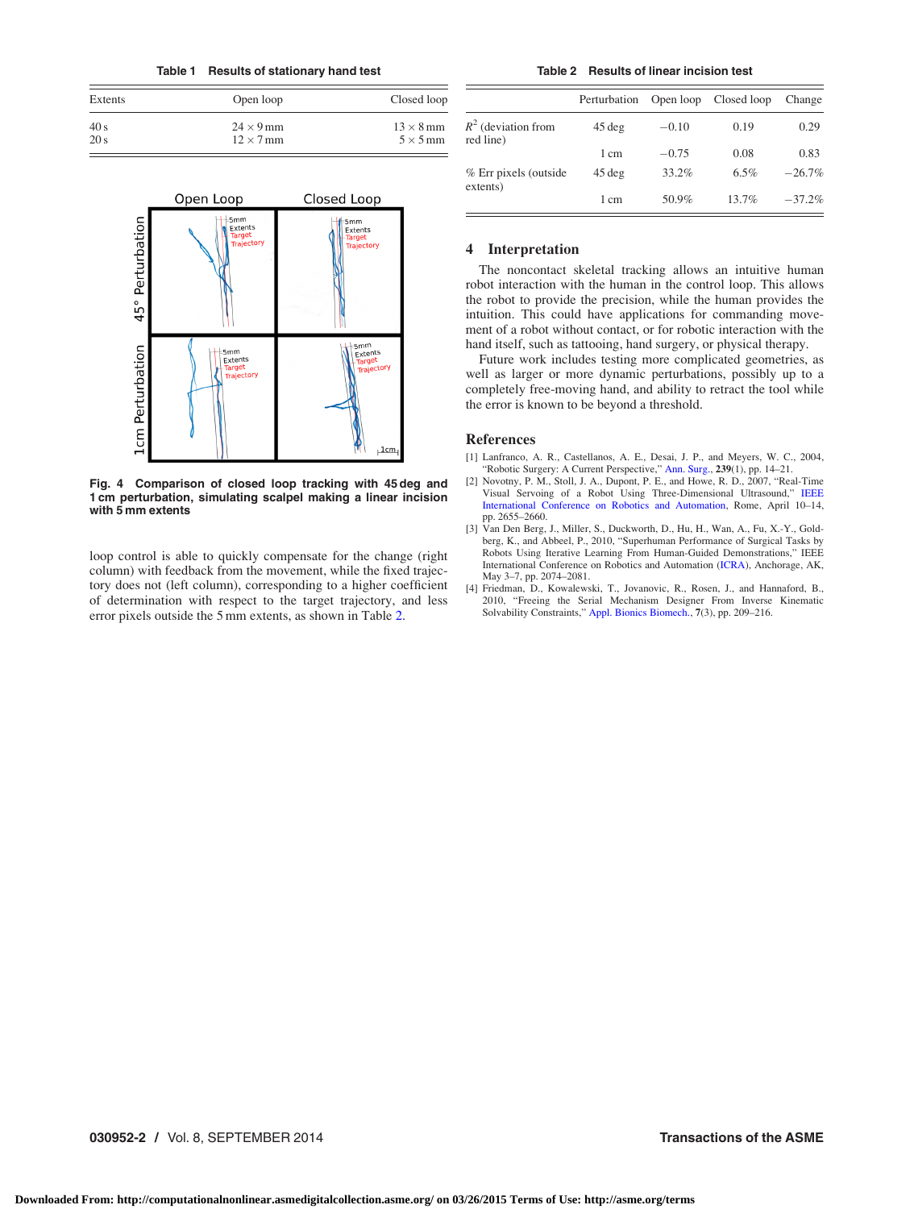**Table 1 Results of stationary hand test**

| Extents | Open loop | Closed loop |
|---|---|---|
| 40 s | 24 × 9 mm | 13 × 8 mm |
| 20 s | 12 × 7 mm | 5 × 5 mm |

Open Loop

Closed Loop

45° Perturbation

1cm Perturbation

5mm
Extents
Target
Trajectory

1cm

**Fig. 4 Comparison of closed loop tracking with 45 deg and 1 cm perturbation, simulating scalpel making a linear incision with 5 mm extents**

loop control is able to quickly compensate for the change (right column) with feedback from the movement, while the fixed trajectory does not (left column), corresponding to a higher coefficient of determination with respect to the target trajectory, and less error pixels outside the 5 mm extents, as shown in Table 2.

**Table 2 Results of linear incision test**

| | Perturbation | Open loop | Closed loop | Change |
|---|---|---|---|---|
| $R^2$ (deviation from red line) | 45 deg | −0.10 | 0.19 | 0.29 |
| | 1 cm | −0.75 | 0.08 | 0.83 |
| % Err pixels (outside extents) | 45 deg | 33.2% | 6.5% | −26.7% |
| | 1 cm | 50.9% | 13.7% | −37.2% |

## 4 Interpretation

The noncontact skeletal tracking allows an intuitive human robot interaction with the human in the control loop. This allows the robot to provide the precision, while the human provides the intuition. This could have applications for commanding movement of a robot without contact, or for robotic interaction with the hand itself, such as tattooing, hand surgery, or physical therapy.

Future work includes testing more complicated geometries, as well as larger or more dynamic perturbations, possibly up to a completely free-moving hand, and ability to retract the tool while the error is known to be beyond a threshold.

## References

[1] Lanfranco, A. R., Castellanos, A. E., Desai, J. P., and Meyers, W. C., 2004, "Robotic Surgery: A Current Perspective," Ann. Surg., **239**(1), pp. 14–21.

[2] Novotny, P. M., Stoll, J. A., Dupont, P. E., and Howe, R. D., 2007, "Real-Time Visual Servoing of a Robot Using Three-Dimensional Ultrasound," IEEE International Conference on Robotics and Automation, Rome, April 10–14, pp. 2655–2660.

[3] Van Den Berg, J., Miller, S., Duckworth, D., Hu, H., Wan, A., Fu, X.-Y., Goldberg, K., and Abbeel, P., 2010, "Superhuman Performance of Surgical Tasks by Robots Using Iterative Learning From Human-Guided Demonstrations," IEEE International Conference on Robotics and Automation (ICRA), Anchorage, AK, May 3–7, pp. 2074–2081.

[4] Friedman, D., Kowalewski, T., Jovanovic, R., Rosen, J., and Hannaford, B., 2010, "Freeing the Serial Mechanism Designer From Inverse Kinematic Solvability Constraints," Appl. Bionics Biomech., **7**(3), pp. 209–216.